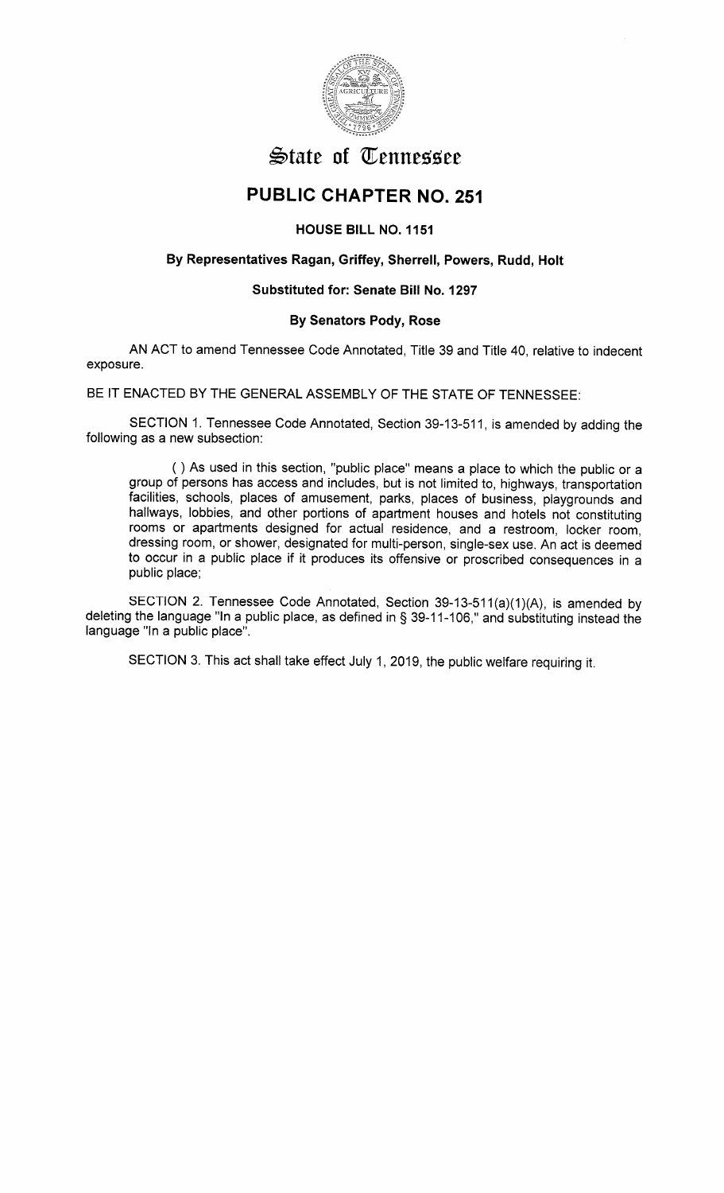# State of Tennessee

## PUBLIC CHAPTER NO. 251

### HOUSE BILL NO. 1151

**By Representatives Ragan, Griffey, Sherrell, Powers, Rudd, Holt**

**Substituted for: Senate Bill No. 1297**

**By Senators Pody, Rose**

AN ACT to amend Tennessee Code Annotated, Title 39 and Title 40, relative to indecent exposure.

BE IT ENACTED BY THE GENERAL ASSEMBLY OF THE STATE OF TENNESSEE:

SECTION 1. Tennessee Code Annotated, Section 39-13-511, is amended by adding the following as a new subsection:

> ( ) As used in this section, "public place" means a place to which the public or a group of persons has access and includes, but is not limited to, highways, transportation facilities, schools, places of amusement, parks, places of business, playgrounds and hallways, lobbies, and other portions of apartment houses and hotels not constituting rooms or apartments designed for actual residence, and a restroom, locker room, dressing room, or shower, designated for multi-person, single-sex use. An act is deemed to occur in a public place if it produces its offensive or proscribed consequences in a public place;

SECTION 2. Tennessee Code Annotated, Section 39-13-511(a)(1)(A), is amended by deleting the language "In a public place, as defined in § 39-11-106," and substituting instead the language "In a public place".

SECTION 3. This act shall take effect July 1, 2019, the public welfare requiring it.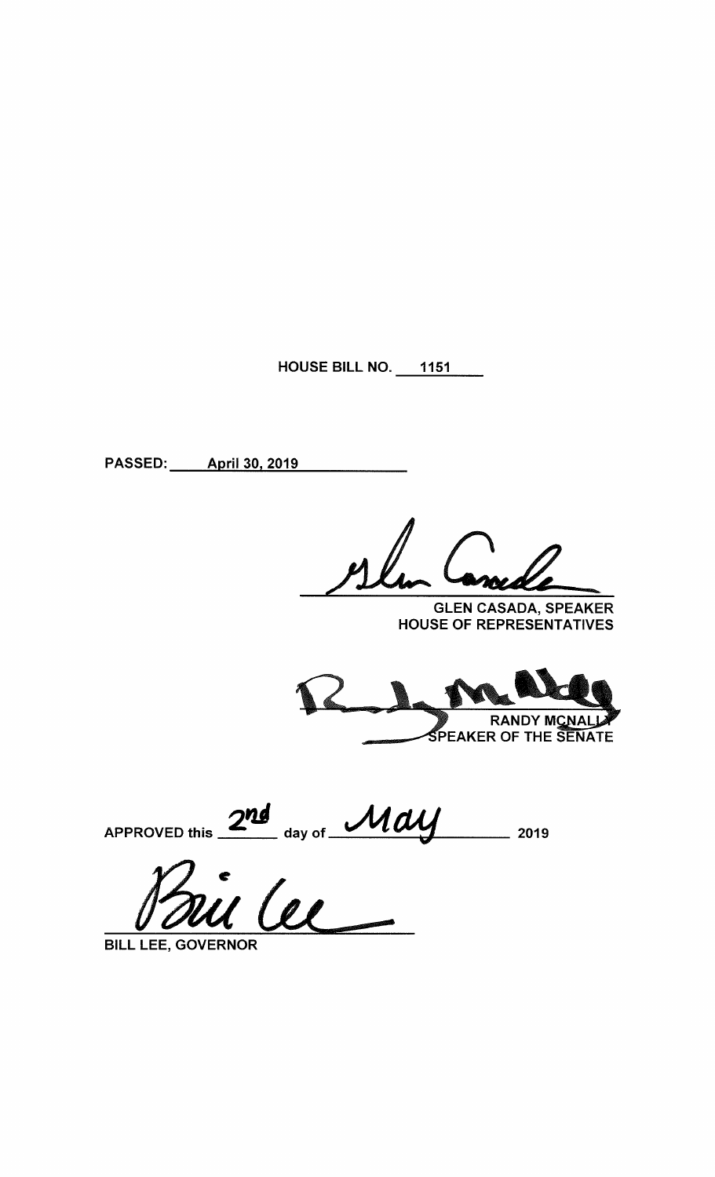HOUSE BILL NO. 1151

PASSED: April 30, 2019

GLEN CASADA, SPEAKER
HOUSE OF REPRESENTATIVES

RANDY MCNALLY
SPEAKER OF THE SENATE

APPROVED this 2nd day of May 2019

BILL LEE, GOVERNOR